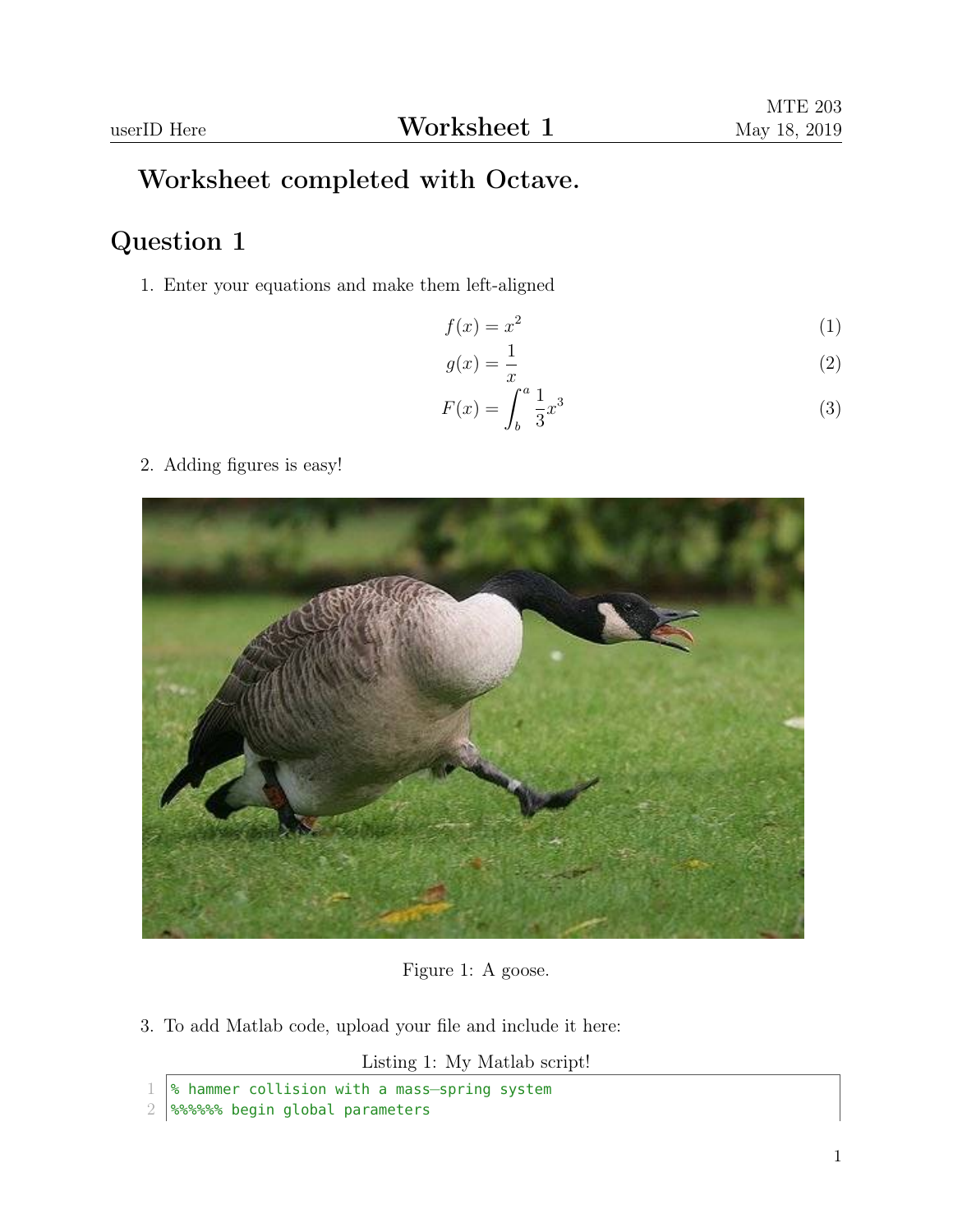userID Here

# Worksheet 1

MTE 203
May 18, 2019

## Worksheet completed with Octave.

## Question 1

1. Enter your equations and make them left-aligned

$$f(x) = x^2 \tag{1}$$

$$g(x) = \frac{1}{x} \tag{2}$$

$$F(x) = \int_b^a \frac{1}{3}x^3 \tag{3}$$

2. Adding figures is easy!

Figure 1: A goose.

3. To add Matlab code, upload your file and include it here:

Listing 1: My Matlab script!

```
% hammer collision with a mass-spring system
%%%%%% begin global parameters
```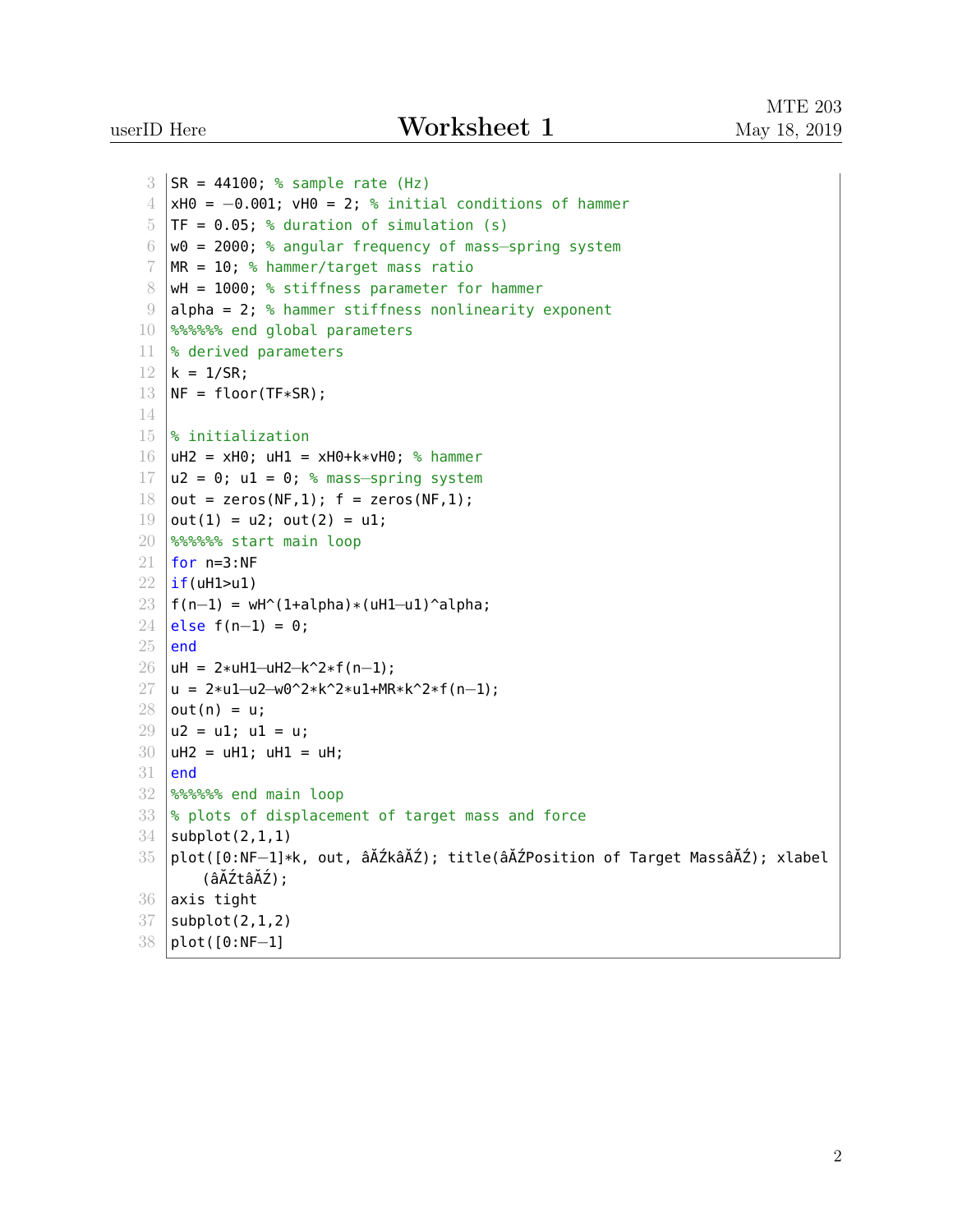```
SR = 44100; % sample rate (Hz)
xH0 = -0.001; vH0 = 2; % initial conditions of hammer
TF = 0.05; % duration of simulation (s)
w0 = 2000; % angular frequency of mass-spring system
MR = 10; % hammer/target mass ratio
wH = 1000; % stiffness parameter for hammer
alpha = 2; % hammer stiffness nonlinearity exponent
%%%%%% end global parameters
% derived parameters
k = 1/SR;
NF = floor(TF*SR);

% initialization
uH2 = xH0; uH1 = xH0+k*vH0; % hammer
u2 = 0; u1 = 0; % mass-spring system
out = zeros(NF,1); f = zeros(NF,1);
out(1) = u2; out(2) = u1;
%%%%%% start main loop
for n=3:NF
if(uH1>u1)
f(n-1) = wH^(1+alpha)*(uH1-u1)^alpha;
else f(n-1) = 0;
end
uH = 2*uH1-uH2-k^2*f(n-1);
u = 2*u1-u2-w0^2*k^2*u1+MR*k^2*f(n-1);
out(n) = u;
u2 = u1; u1 = u;
uH2 = uH1; uH1 = uH;
end
%%%%%% end main loop
% plots of displacement of target mass and force
subplot(2,1,1)
plot([0:NF-1]*k, out, âĂŹkâĂŹ); title(âĂŹPosition of Target MassâĂŹ); xlabel
    (âĂŹtâĂŹ);
axis tight
subplot(2,1,2)
plot([0:NF-1]
```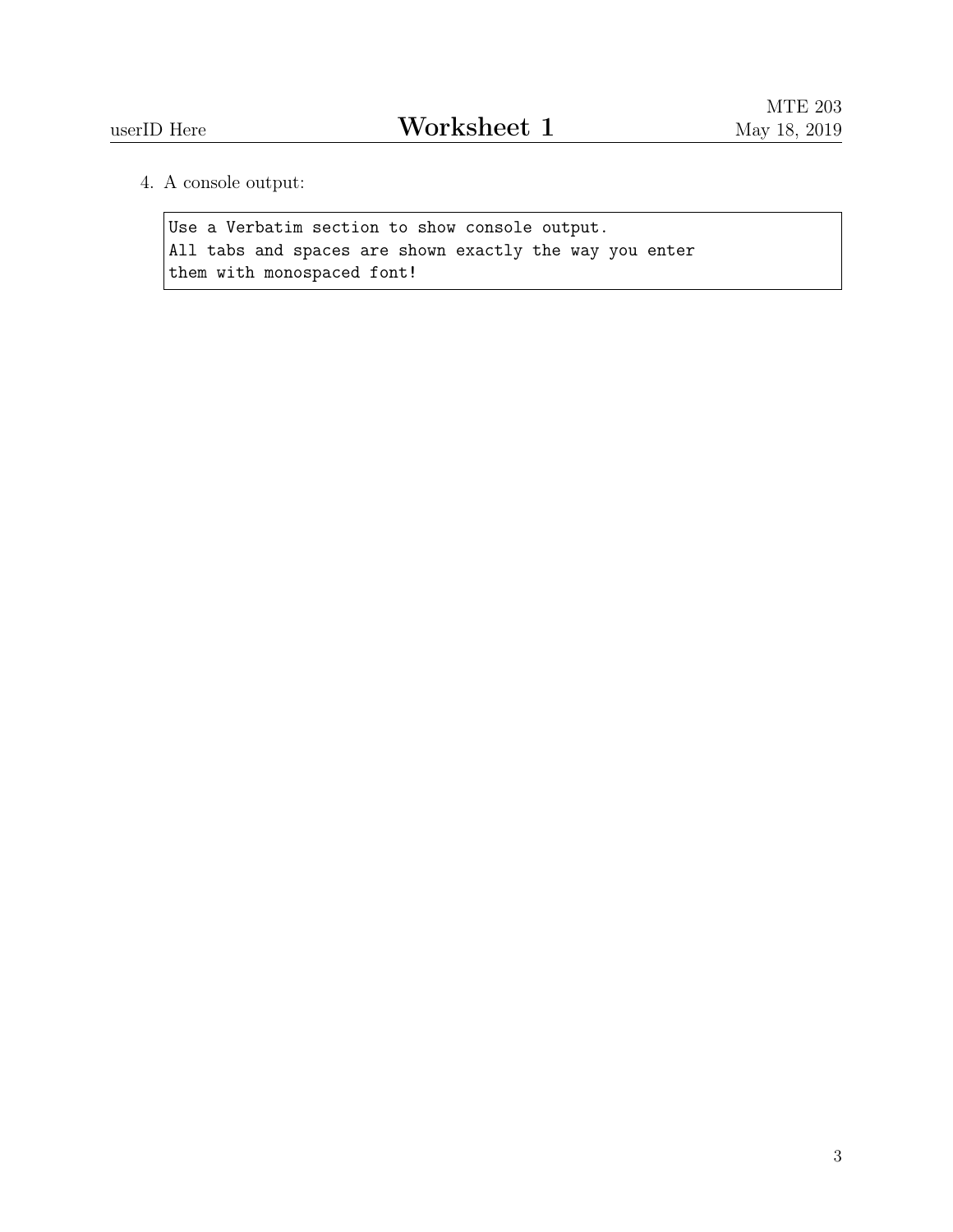4. A console output:

```
Use a Verbatim section to show console output.
All tabs and spaces are shown exactly the way you enter
them with monospaced font!
```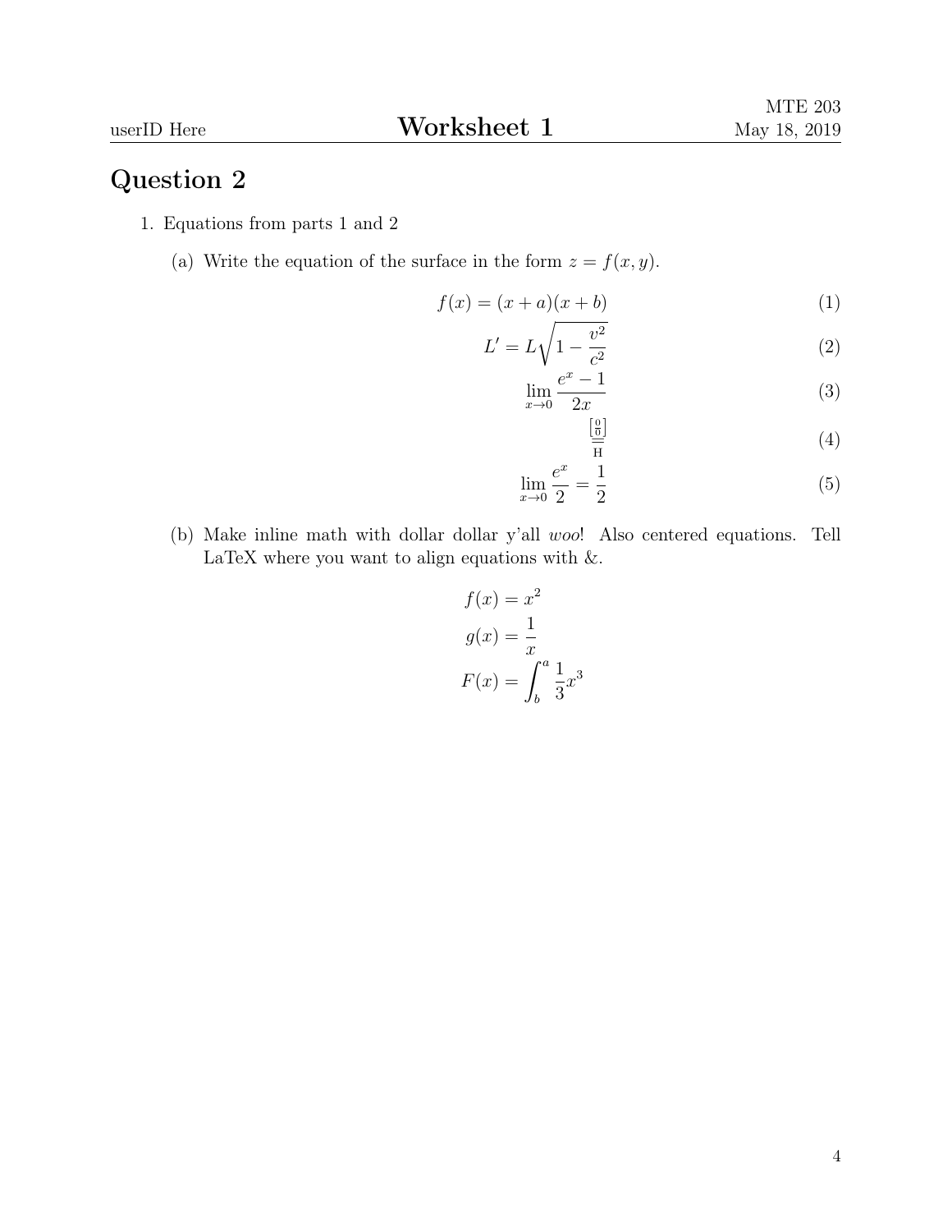# Question 2

1. Equations from parts 1 and 2

   (a) Write the equation of the surface in the form $z = f(x, y)$.

$$f(x) = (x + a)(x + b) \tag{1}$$

$$L' = L\sqrt{1 - \frac{v^2}{c^2}} \tag{2}$$

$$\lim_{x \to 0} \frac{e^x - 1}{2x} \tag{3}$$

$$\overset{\left[\frac{0}{0}\right]}{\underset{\text{H}}{=}} \tag{4}$$

$$\lim_{x \to 0} \frac{e^x}{2} = \frac{1}{2} \tag{5}$$

   (b) Make inline math with dollar dollar y'all *woo*! Also centered equations. Tell LaTeX where you want to align equations with &.

$$\begin{aligned} f(x) &= x^2 \\ g(x) &= \frac{1}{x} \\ F(x) &= \int_b^a \frac{1}{3}x^3 \end{aligned}$$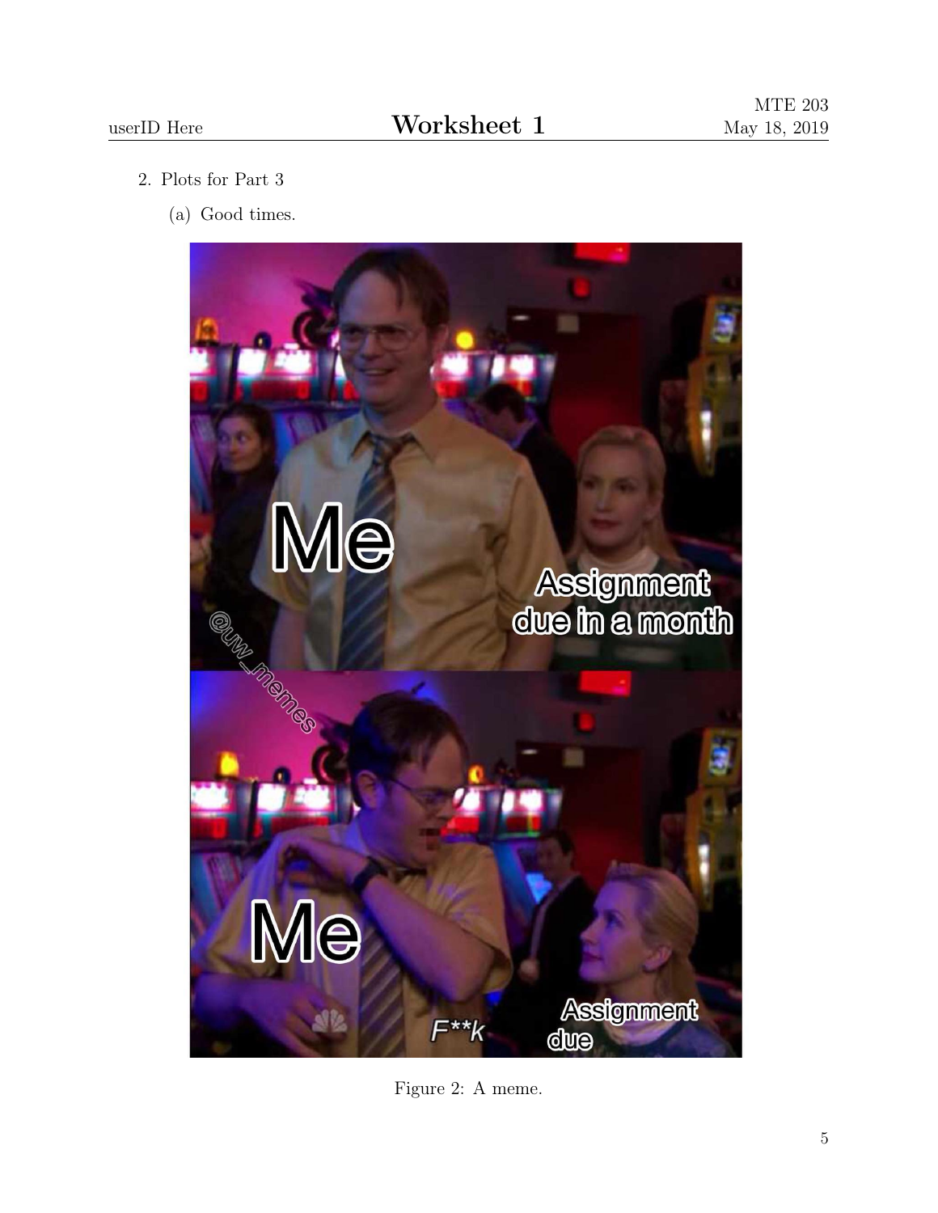2. Plots for Part 3

   (a) Good times.

Figure 2: A meme.